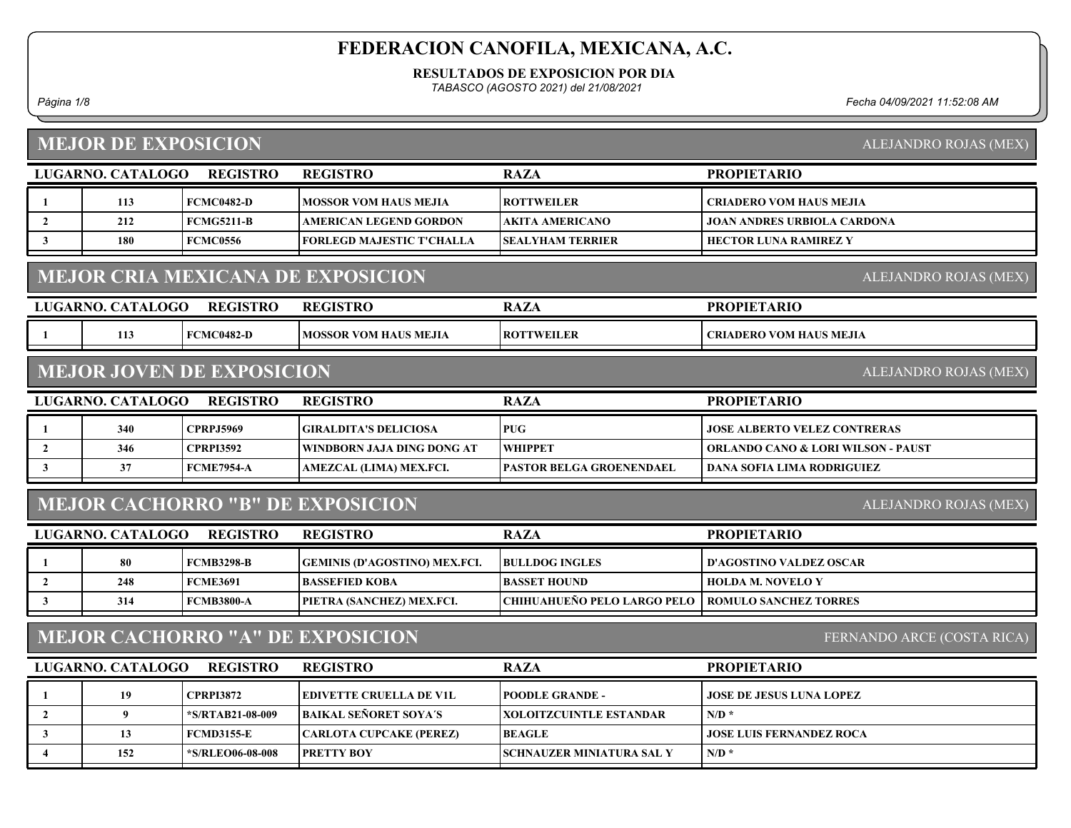# FEDERACION CANOFILA, MEXICANA, A.C.

**RESULTADOS DE EXPOSICION POR DIA**

*TABASCO (AGOSTO 2021) del 21/08/2021*

*Fecha 04/09/2021 11:52:08 AM*

## MEJOR DE EXPOSICION

ALEJANDRO ROJAS (MEX)

| LUGAR | NO. CATALOGO | REGISTRO | REGISTRO | RAZA | PROPIETARIO |
|---|---|---|---|---|---|
| 1 | 113 | FCMC0482-D | MOSSOR VOM HAUS MEJIA | ROTTWEILER | CRIADERO VOM HAUS MEJIA |
| 2 | 212 | FCMG5211-B | AMERICAN LEGEND GORDON | AKITA AMERICANO | JOAN ANDRES URBIOLA CARDONA |
| 3 | 180 | FCMC0556 | FORLEGD MAJESTIC T'CHALLA | SEALYHAM TERRIER | HECTOR LUNA RAMIREZ Y |

## MEJOR CRIA MEXICANA DE EXPOSICION

ALEJANDRO ROJAS (MEX)

| LUGAR | NO. CATALOGO | REGISTRO | REGISTRO | RAZA | PROPIETARIO |
|---|---|---|---|---|---|
| 1 | 113 | FCMC0482-D | MOSSOR VOM HAUS MEJIA | ROTTWEILER | CRIADERO VOM HAUS MEJIA |

## MEJOR JOVEN DE EXPOSICION

ALEJANDRO ROJAS (MEX)

| LUGAR | NO. CATALOGO | REGISTRO | REGISTRO | RAZA | PROPIETARIO |
|---|---|---|---|---|---|
| 1 | 340 | CPRPJ5969 | GIRALDITA'S DELICIOSA | PUG | JOSE ALBERTO VELEZ CONTRERAS |
| 2 | 346 | CPRPI3592 | WINDBORN JAJA DING DONG AT | WHIPPET | ORLANDO CANO & LORI WILSON - PAUST |
| 3 | 37 | FCME7954-A | AMEZCAL (LIMA) MEX.FCI. | PASTOR BELGA GROENENDAEL | DANA SOFIA LIMA RODRIGUIEZ |

## MEJOR CACHORRO "B" DE EXPOSICION

ALEJANDRO ROJAS (MEX)

| LUGAR | NO. CATALOGO | REGISTRO | REGISTRO | RAZA | PROPIETARIO |
|---|---|---|---|---|---|
| 1 | 80 | FCMB3298-B | GEMINIS (D'AGOSTINO) MEX.FCI. | BULLDOG INGLES | D'AGOSTINO VALDEZ OSCAR |
| 2 | 248 | FCME3691 | BASSEFIED KOBA | BASSET HOUND | HOLDA M. NOVELO Y |
| 3 | 314 | FCMB3800-A | PIETRA (SANCHEZ) MEX.FCI. | CHIHUAHUEÑO PELO LARGO PELO | ROMULO SANCHEZ TORRES |

## MEJOR CACHORRO "A" DE EXPOSICION

FERNANDO ARCE (COSTA RICA)

| LUGAR | NO. CATALOGO | REGISTRO | REGISTRO | RAZA | PROPIETARIO |
|---|---|---|---|---|---|
| 1 | 19 | CPRPI3872 | EDIVETTE CRUELLA DE V1L | POODLE GRANDE - | JOSE DE JESUS LUNA LOPEZ |
| 2 | 9 | *S/RTAB21-08-009 | BAIKAL SEÑORET SOYA´S | XOLOITZCUINTLE ESTANDAR | N/D * |
| 3 | 13 | FCMD3155-E | CARLOTA CUPCAKE (PEREZ) | BEAGLE | JOSE LUIS FERNANDEZ ROCA |
| 4 | 152 | *S/RLEO06-08-008 | PRETTY BOY | SCHNAUZER MINIATURA SAL Y | N/D * |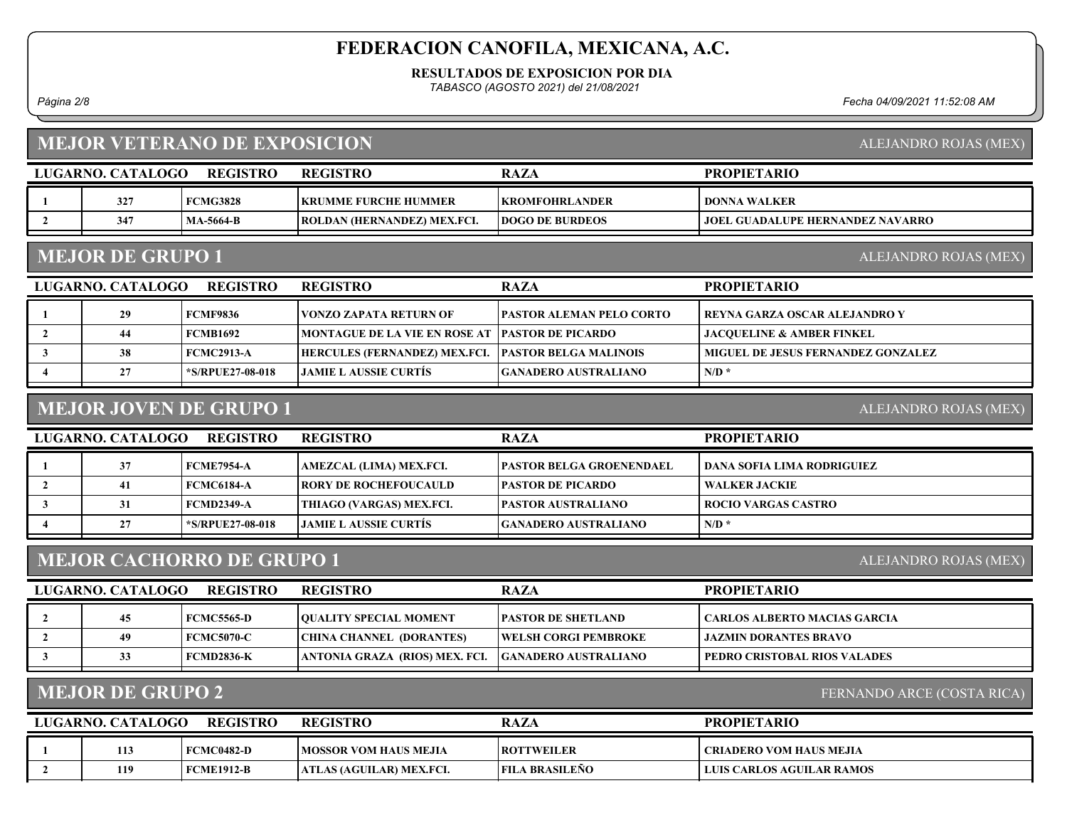# FEDERACION CANOFILA, MEXICANA, A.C.

**RESULTADOS DE EXPOSICION POR DIA**

*TABASCO (AGOSTO 2021) del 21/08/2021*

*Fecha 04/09/2021 11:52:08 AM*

## MEJOR VETERANO DE EXPOSICION

ALEJANDRO ROJAS (MEX)

| LUGAR | NO. CATALOGO | REGISTRO | REGISTRO | RAZA | PROPIETARIO |
|---|---|---|---|---|---|
| 1 | 327 | FCMG3828 | KRUMME FURCHE HUMMER | KROMFOHRLANDER | DONNA WALKER |
| 2 | 347 | MA-5664-B | ROLDAN (HERNANDEZ) MEX.FCI. | DOGO DE BURDEOS | JOEL GUADALUPE HERNANDEZ NAVARRO |

## MEJOR DE GRUPO 1

ALEJANDRO ROJAS (MEX)

| LUGAR | NO. CATALOGO | REGISTRO | REGISTRO | RAZA | PROPIETARIO |
|---|---|---|---|---|---|
| 1 | 29 | FCMF9836 | VONZO ZAPATA RETURN OF | PASTOR ALEMAN PELO CORTO | REYNA GARZA OSCAR ALEJANDRO Y |
| 2 | 44 | FCMB1692 | MONTAGUE DE LA VIE EN ROSE AT | PASTOR DE PICARDO | JACQUELINE & AMBER FINKEL |
| 3 | 38 | FCMC2913-A | HERCULES (FERNANDEZ) MEX.FCI. | PASTOR BELGA MALINOIS | MIGUEL DE JESUS FERNANDEZ GONZALEZ |
| 4 | 27 | *S/RPUE27-08-018 | JAMIE L AUSSIE CURTÍS | GANADERO AUSTRALIANO | N/D * |

## MEJOR JOVEN DE GRUPO 1

ALEJANDRO ROJAS (MEX)

| LUGAR | NO. CATALOGO | REGISTRO | REGISTRO | RAZA | PROPIETARIO |
|---|---|---|---|---|---|
| 1 | 37 | FCME7954-A | AMEZCAL (LIMA) MEX.FCI. | PASTOR BELGA GROENENDAEL | DANA SOFIA LIMA RODRIGUIEZ |
| 2 | 41 | FCMC6184-A | RORY DE ROCHEFOUCAULD | PASTOR DE PICARDO | WALKER JACKIE |
| 3 | 31 | FCMD2349-A | THIAGO (VARGAS) MEX.FCI. | PASTOR AUSTRALIANO | ROCIO VARGAS CASTRO |
| 4 | 27 | *S/RPUE27-08-018 | JAMIE L AUSSIE CURTÍS | GANADERO AUSTRALIANO | N/D * |

## MEJOR CACHORRO DE GRUPO 1

ALEJANDRO ROJAS (MEX)

| LUGAR | NO. CATALOGO | REGISTRO | REGISTRO | RAZA | PROPIETARIO |
|---|---|---|---|---|---|
| 2 | 45 | FCMC5565-D | QUALITY SPECIAL MOMENT | PASTOR DE SHETLAND | CARLOS ALBERTO MACIAS GARCIA |
| 2 | 49 | FCMC5070-C | CHINA CHANNEL (DORANTES) | WELSH CORGI PEMBROKE | JAZMIN DORANTES BRAVO |
| 3 | 33 | FCMD2836-K | ANTONIA GRAZA (RIOS) MEX. FCI. | GANADERO AUSTRALIANO | PEDRO CRISTOBAL RIOS VALADES |

## MEJOR DE GRUPO 2

FERNANDO ARCE (COSTA RICA)

| LUGAR | NO. CATALOGO | REGISTRO | REGISTRO | RAZA | PROPIETARIO |
|---|---|---|---|---|---|
| 1 | 113 | FCMC0482-D | MOSSOR VOM HAUS MEJIA | ROTTWEILER | CRIADERO VOM HAUS MEJIA |
| 2 | 119 | FCME1912-B | ATLAS (AGUILAR) MEX.FCI. | FILA BRASILEÑO | LUIS CARLOS AGUILAR RAMOS |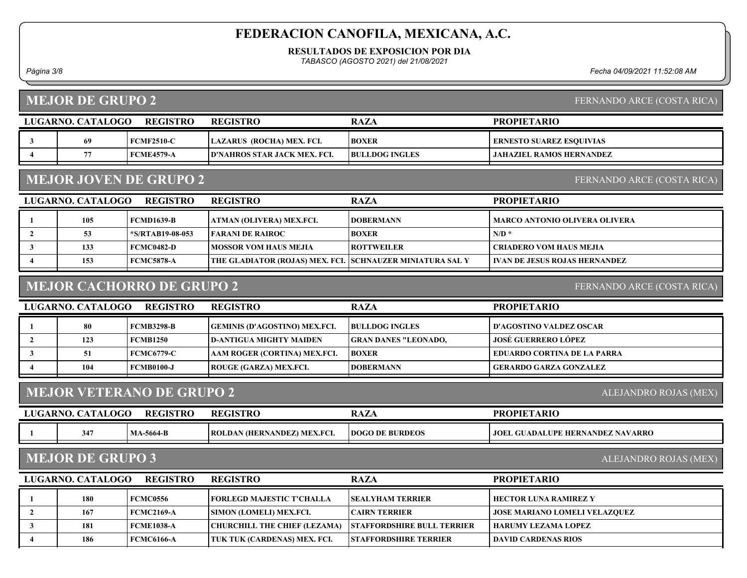# FEDERACION CANOFILA, MEXICANA, A.C.

**RESULTADOS DE EXPOSICION POR DIA**

*TABASCO (AGOSTO 2021) del 21/08/2021*

*Fecha 04/09/2021 11:52:08 AM*

## MEJOR DE GRUPO 2

FERNANDO ARCE (COSTA RICA)

| LUGAR | NO. CATALOGO | REGISTRO | REGISTRO | RAZA | PROPIETARIO |
|---|---|---|---|---|---|
| 3 | 69 | FCMF2510-C | LAZARUS (ROCHA) MEX. FCI. | BOXER | ERNESTO SUAREZ ESQUIVIAS |
| 4 | 77 | FCME4579-A | D'NAHROS STAR JACK MEX. FCI. | BULLDOG INGLES | JAHAZIEL RAMOS HERNANDEZ |

## MEJOR JOVEN DE GRUPO 2

FERNANDO ARCE (COSTA RICA)

| LUGAR | NO. CATALOGO | REGISTRO | REGISTRO | RAZA | PROPIETARIO |
|---|---|---|---|---|---|
| 1 | 105 | FCMD1639-B | ATMAN (OLIVERA) MEX.FCI. | DOBERMANN | MARCO ANTONIO OLIVERA OLIVERA |
| 2 | 53 | *S/RTAB19-08-053 | FARANI DE RAIROC | BOXER | N/D * |
| 3 | 133 | FCMC0482-D | MOSSOR VOM HAUS MEJIA | ROTTWEILER | CRIADERO VOM HAUS MEJIA |
| 4 | 153 | FCMC5878-A | THE GLADIATOR (ROJAS) MEX. FCI. | SCHNAUZER MINIATURA SAL Y | IVAN DE JESUS ROJAS HERNANDEZ |

## MEJOR CACHORRO DE GRUPO 2

FERNANDO ARCE (COSTA RICA)

| LUGAR | NO. CATALOGO | REGISTRO | REGISTRO | RAZA | PROPIETARIO |
|---|---|---|---|---|---|
| 1 | 80 | FCMB3298-B | GEMINIS (D'AGOSTINO) MEX.FCI. | BULLDOG INGLES | D'AGOSTINO VALDEZ OSCAR |
| 2 | 123 | FCMB1250 | D-ANTIGUA MIGHTY MAIDEN | GRAN DANES "LEONADO, | JOSÉ GUERRERO LÓPEZ |
| 3 | 51 | FCMC6779-C | AAM ROGER (CORTINA) MEX.FCI. | BOXER | EDUARDO CORTINA DE LA PARRA |
| 4 | 104 | FCMB0100-J | ROUGE (GARZA) MEX.FCI. | DOBERMANN | GERARDO GARZA GONZALEZ |

## MEJOR VETERANO DE GRUPO 2

ALEJANDRO ROJAS (MEX)

| LUGAR | NO. CATALOGO | REGISTRO | REGISTRO | RAZA | PROPIETARIO |
|---|---|---|---|---|---|
| 1 | 347 | MA-5664-B | ROLDAN (HERNANDEZ) MEX.FCI. | DOGO DE BURDEOS | JOEL GUADALUPE HERNANDEZ NAVARRO |

## MEJOR DE GRUPO 3

ALEJANDRO ROJAS (MEX)

| LUGAR | NO. CATALOGO | REGISTRO | REGISTRO | RAZA | PROPIETARIO |
|---|---|---|---|---|---|
| 1 | 180 | FCMC0556 | FORLEGD MAJESTIC T'CHALLA | SEALYHAM TERRIER | HECTOR LUNA RAMIREZ Y |
| 2 | 167 | FCMC2169-A | SIMON (LOMELI) MEX.FCI. | CAIRN TERRIER | JOSE MARIANO LOMELI VELAZQUEZ |
| 3 | 181 | FCME1038-A | CHURCHILL THE CHIEF (LEZAMA) | STAFFORDSHIRE BULL TERRIER | HARUMY LEZAMA LOPEZ |
| 4 | 186 | FCMC6166-A | TUK TUK (CARDENAS) MEX. FCI. | STAFFORDSHIRE TERRIER | DAVID CARDENAS RIOS |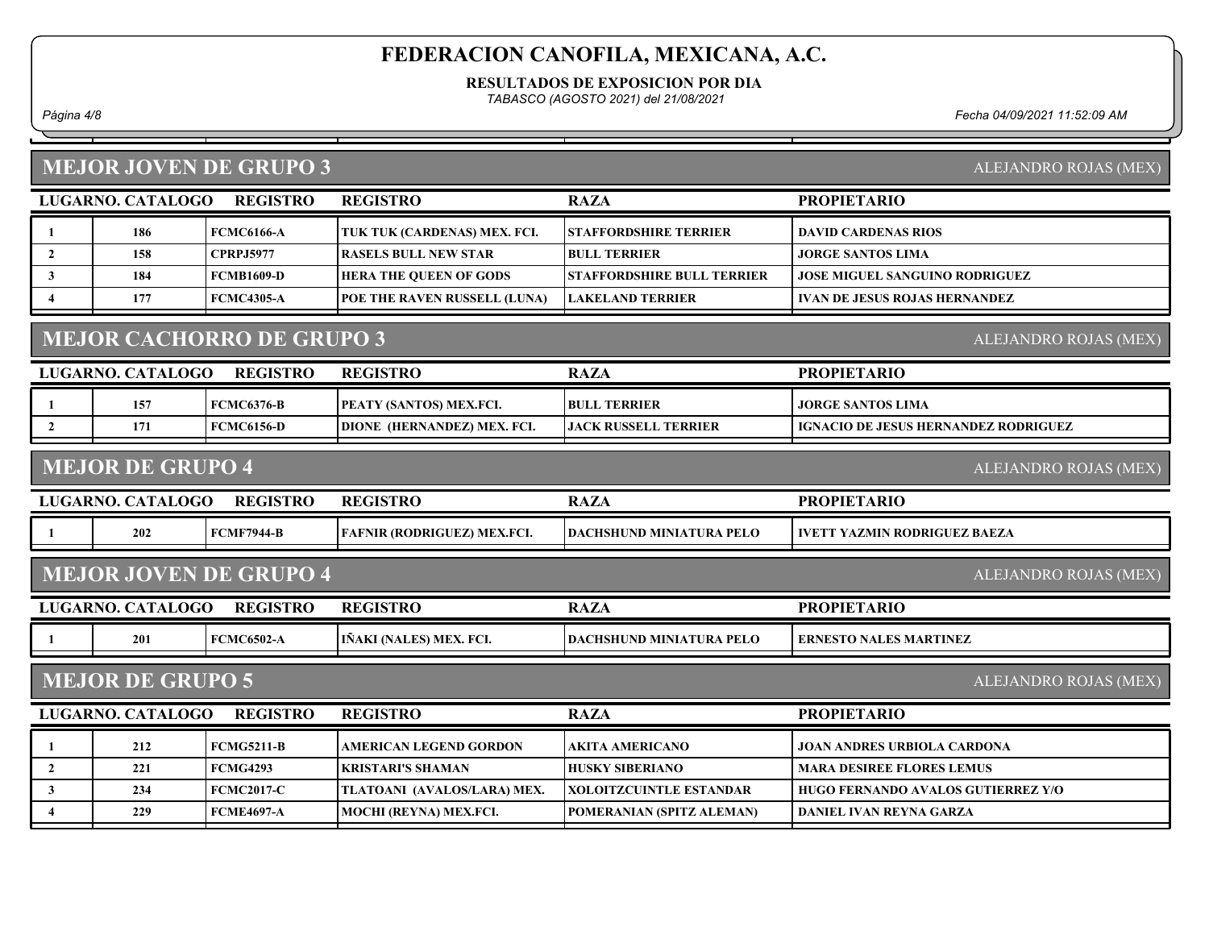# FEDERACION CANOFILA, MEXICANA, A.C.

**RESULTADOS DE EXPOSICION POR DIA**

*TABASCO (AGOSTO 2021) del 21/08/2021*

## MEJOR JOVEN DE GRUPO 3

ALEJANDRO ROJAS (MEX)

| LUGAR | NO. CATALOGO | REGISTRO | REGISTRO | RAZA | PROPIETARIO |
|---|---|---|---|---|---|
| 1 | 186 | FCMC6166-A | TUK TUK (CARDENAS) MEX. FCI. | STAFFORDSHIRE TERRIER | DAVID CARDENAS RIOS |
| 2 | 158 | CPRPJ5977 | RASELS BULL NEW STAR | BULL TERRIER | JORGE SANTOS LIMA |
| 3 | 184 | FCMB1609-D | HERA THE QUEEN OF GODS | STAFFORDSHIRE BULL TERRIER | JOSE MIGUEL SANGUINO RODRIGUEZ |
| 4 | 177 | FCMC4305-A | POE THE RAVEN RUSSELL (LUNA) | LAKELAND TERRIER | IVAN DE JESUS ROJAS HERNANDEZ |

## MEJOR CACHORRO DE GRUPO 3

ALEJANDRO ROJAS (MEX)

| LUGAR | NO. CATALOGO | REGISTRO | REGISTRO | RAZA | PROPIETARIO |
|---|---|---|---|---|---|
| 1 | 157 | FCMC6376-B | PEATY (SANTOS) MEX.FCI. | BULL TERRIER | JORGE SANTOS LIMA |
| 2 | 171 | FCMC6156-D | DIONE (HERNANDEZ) MEX. FCI. | JACK RUSSELL TERRIER | IGNACIO DE JESUS HERNANDEZ RODRIGUEZ |

## MEJOR DE GRUPO 4

ALEJANDRO ROJAS (MEX)

| LUGAR | NO. CATALOGO | REGISTRO | REGISTRO | RAZA | PROPIETARIO |
|---|---|---|---|---|---|
| 1 | 202 | FCMF7944-B | FAFNIR (RODRIGUEZ) MEX.FCI. | DACHSHUND MINIATURA PELO | IVETT YAZMIN RODRIGUEZ BAEZA |

## MEJOR JOVEN DE GRUPO 4

ALEJANDRO ROJAS (MEX)

| LUGAR | NO. CATALOGO | REGISTRO | REGISTRO | RAZA | PROPIETARIO |
|---|---|---|---|---|---|
| 1 | 201 | FCMC6502-A | IÑAKI (NALES) MEX. FCI. | DACHSHUND MINIATURA PELO | ERNESTO NALES MARTINEZ |

## MEJOR DE GRUPO 5

ALEJANDRO ROJAS (MEX)

| LUGAR | NO. CATALOGO | REGISTRO | REGISTRO | RAZA | PROPIETARIO |
|---|---|---|---|---|---|
| 1 | 212 | FCMG5211-B | AMERICAN LEGEND GORDON | AKITA AMERICANO | JOAN ANDRES URBIOLA CARDONA |
| 2 | 221 | FCMG4293 | KRISTARI'S SHAMAN | HUSKY SIBERIANO | MARA DESIREE FLORES LEMUS |
| 3 | 234 | FCMC2017-C | TLATOANI (AVALOS/LARA) MEX. | XOLOITZCUINTLE ESTANDAR | HUGO FERNANDO AVALOS GUTIERREZ Y/O |
| 4 | 229 | FCME4697-A | MOCHI (REYNA) MEX.FCI. | POMERANIAN (SPITZ ALEMAN) | DANIEL IVAN REYNA GARZA |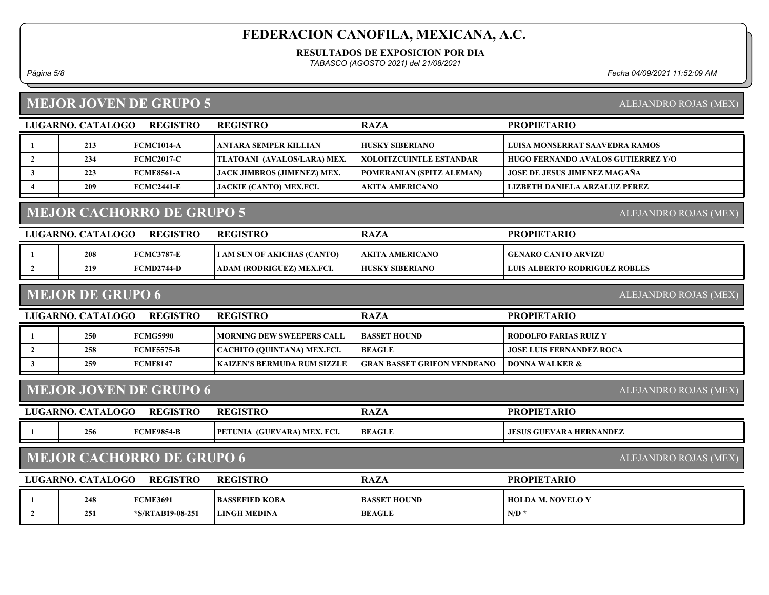## MEJOR JOVEN DE GRUPO 5

ALEJANDRO ROJAS (MEX)

| LUGAR | NO. CATALOGO | REGISTRO | REGISTRO | RAZA | PROPIETARIO |
|---|---|---|---|---|---|
| 1 | 213 | FCMC1014-A | ANTARA SEMPER KILLIAN | HUSKY SIBERIANO | LUISA MONSERRAT SAAVEDRA RAMOS |
| 2 | 234 | FCMC2017-C | TLATOANI (AVALOS/LARA) MEX. | XOLOITZCUINTLE ESTANDAR | HUGO FERNANDO AVALOS GUTIERREZ Y/O |
| 3 | 223 | FCME8561-A | JACK JIMBROS (JIMENEZ) MEX. | POMERANIAN (SPITZ ALEMAN) | JOSE DE JESUS JIMENEZ MAGAÑA |
| 4 | 209 | FCMC2441-E | JACKIE (CANTO) MEX.FCI. | AKITA AMERICANO | LIZBETH DANIELA ARZALUZ PEREZ |

## MEJOR CACHORRO DE GRUPO 5

ALEJANDRO ROJAS (MEX)

| LUGAR | NO. CATALOGO | REGISTRO | REGISTRO | RAZA | PROPIETARIO |
|---|---|---|---|---|---|
| 1 | 208 | FCMC3787-E | I AM SUN OF AKICHAS (CANTO) | AKITA AMERICANO | GENARO CANTO ARVIZU |
| 2 | 219 | FCMD2744-D | ADAM (RODRIGUEZ) MEX.FCI. | HUSKY SIBERIANO | LUIS ALBERTO RODRIGUEZ ROBLES |

## MEJOR DE GRUPO 6

ALEJANDRO ROJAS (MEX)

| LUGAR | NO. CATALOGO | REGISTRO | REGISTRO | RAZA | PROPIETARIO |
|---|---|---|---|---|---|
| 1 | 250 | FCMG5990 | MORNING DEW SWEEPERS CALL | BASSET HOUND | RODOLFO FARIAS RUIZ Y |
| 2 | 258 | FCMF5575-B | CACHITO (QUINTANA) MEX.FCI. | BEAGLE | JOSE LUIS FERNANDEZ ROCA |
| 3 | 259 | FCMF8147 | KAIZEN'S BERMUDA RUM SIZZLE | GRAN BASSET GRIFON VENDEANO | DONNA WALKER & |

## MEJOR JOVEN DE GRUPO 6

ALEJANDRO ROJAS (MEX)

| LUGAR | NO. CATALOGO | REGISTRO | REGISTRO | RAZA | PROPIETARIO |
|---|---|---|---|---|---|
| 1 | 256 | FCME9854-B | PETUNIA (GUEVARA) MEX. FCI. | BEAGLE | JESUS GUEVARA HERNANDEZ |

## MEJOR CACHORRO DE GRUPO 6

ALEJANDRO ROJAS (MEX)

| LUGAR | NO. CATALOGO | REGISTRO | REGISTRO | RAZA | PROPIETARIO |
|---|---|---|---|---|---|
| 1 | 248 | FCME3691 | BASSEFIED KOBA | BASSET HOUND | HOLDA M. NOVELO Y |
| 2 | 251 | *S/RTAB19-08-251 | LINGH MEDINA | BEAGLE | N/D * |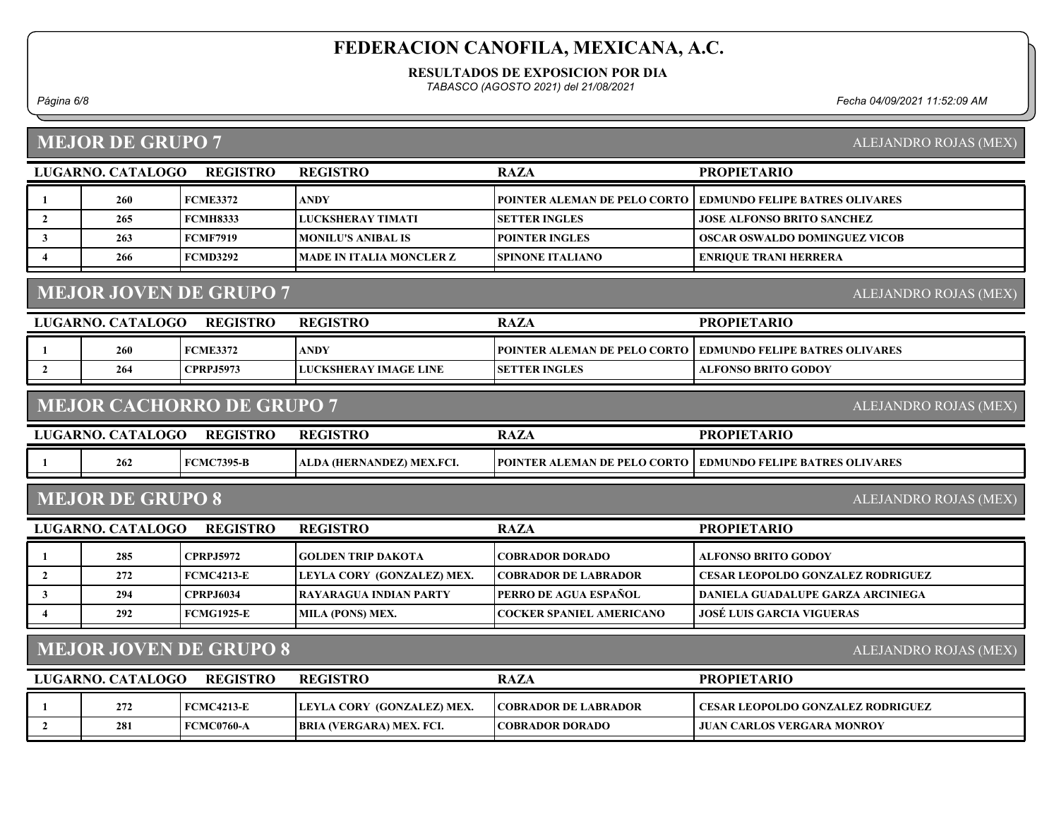# FEDERACION CANOFILA, MEXICANA, A.C.

**RESULTADOS DE EXPOSICION POR DIA**

*TABASCO (AGOSTO 2021) del 21/08/2021*

*Fecha 04/09/2021 11:52:09 AM*

## MEJOR DE GRUPO 7

ALEJANDRO ROJAS (MEX)

| LUGAR | NO. CATALOGO | REGISTRO | REGISTRO | RAZA | PROPIETARIO |
|---|---|---|---|---|---|
| 1 | 260 | FCME3372 | ANDY | POINTER ALEMAN DE PELO CORTO | EDMUNDO FELIPE BATRES OLIVARES |
| 2 | 265 | FCMH8333 | LUCKSHERAY TIMATI | SETTER INGLES | JOSE ALFONSO BRITO SANCHEZ |
| 3 | 263 | FCMF7919 | MONILU'S ANIBAL IS | POINTER INGLES | OSCAR OSWALDO DOMINGUEZ VICOB |
| 4 | 266 | FCMD3292 | MADE IN ITALIA MONCLER Z | SPINONE ITALIANO | ENRIQUE TRANI HERRERA |

## MEJOR JOVEN DE GRUPO 7

ALEJANDRO ROJAS (MEX)

| LUGAR | NO. CATALOGO | REGISTRO | REGISTRO | RAZA | PROPIETARIO |
|---|---|---|---|---|---|
| 1 | 260 | FCME3372 | ANDY | POINTER ALEMAN DE PELO CORTO | EDMUNDO FELIPE BATRES OLIVARES |
| 2 | 264 | CPRPJ5973 | LUCKSHERAY IMAGE LINE | SETTER INGLES | ALFONSO BRITO GODOY |

## MEJOR CACHORRO DE GRUPO 7

ALEJANDRO ROJAS (MEX)

| LUGAR | NO. CATALOGO | REGISTRO | REGISTRO | RAZA | PROPIETARIO |
|---|---|---|---|---|---|
| 1 | 262 | FCMC7395-B | ALDA (HERNANDEZ) MEX.FCI. | POINTER ALEMAN DE PELO CORTO | EDMUNDO FELIPE BATRES OLIVARES |

## MEJOR DE GRUPO 8

ALEJANDRO ROJAS (MEX)

| LUGAR | NO. CATALOGO | REGISTRO | REGISTRO | RAZA | PROPIETARIO |
|---|---|---|---|---|---|
| 1 | 285 | CPRPJ5972 | GOLDEN TRIP DAKOTA | COBRADOR DORADO | ALFONSO BRITO GODOY |
| 2 | 272 | FCMC4213-E | LEYLA CORY (GONZALEZ) MEX. | COBRADOR DE LABRADOR | CESAR LEOPOLDO GONZALEZ RODRIGUEZ |
| 3 | 294 | CPRPJ6034 | RAYARAGUA INDIAN PARTY | PERRO DE AGUA ESPAÑOL | DANIELA GUADALUPE GARZA ARCINIEGA |
| 4 | 292 | FCMG1925-E | MILA (PONS) MEX. | COCKER SPANIEL AMERICANO | JOSÉ LUIS GARCIA VIGUERAS |

## MEJOR JOVEN DE GRUPO 8

ALEJANDRO ROJAS (MEX)

| LUGAR | NO. CATALOGO | REGISTRO | REGISTRO | RAZA | PROPIETARIO |
|---|---|---|---|---|---|
| 1 | 272 | FCMC4213-E | LEYLA CORY (GONZALEZ) MEX. | COBRADOR DE LABRADOR | CESAR LEOPOLDO GONZALEZ RODRIGUEZ |
| 2 | 281 | FCMC0760-A | BRIA (VERGARA) MEX. FCI. | COBRADOR DORADO | JUAN CARLOS VERGARA MONROY |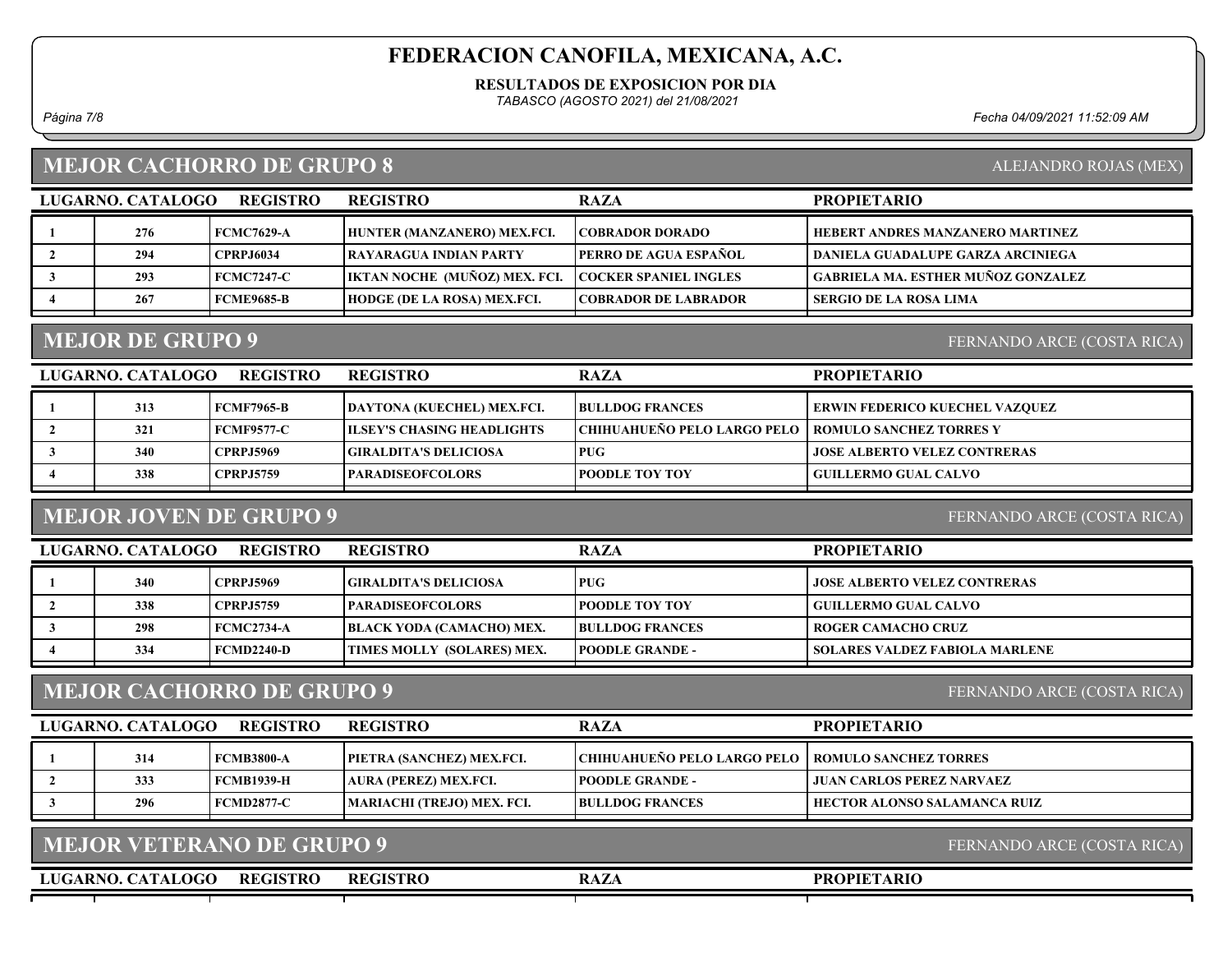# FEDERACION CANOFILA, MEXICANA, A.C.

**RESULTADOS DE EXPOSICION POR DIA**

*TABASCO (AGOSTO 2021) del 21/08/2021*

## MEJOR CACHORRO DE GRUPO 8

ALEJANDRO ROJAS (MEX)

| LUGAR | NO. CATALOGO | REGISTRO | REGISTRO | RAZA | PROPIETARIO |
|---|---|---|---|---|---|
| 1 | 276 | FCMC7629-A | HUNTER (MANZANERO) MEX.FCI. | COBRADOR DORADO | HEBERT ANDRES MANZANERO MARTINEZ |
| 2 | 294 | CPRPJ6034 | RAYARAGUA INDIAN PARTY | PERRO DE AGUA ESPAÑOL | DANIELA GUADALUPE GARZA ARCINIEGA |
| 3 | 293 | FCMC7247-C | IKTAN NOCHE (MUÑOZ) MEX. FCI. | COCKER SPANIEL INGLES | GABRIELA MA. ESTHER MUÑOZ GONZALEZ |
| 4 | 267 | FCME9685-B | HODGE (DE LA ROSA) MEX.FCI. | COBRADOR DE LABRADOR | SERGIO DE LA ROSA LIMA |

## MEJOR DE GRUPO 9

FERNANDO ARCE (COSTA RICA)

| LUGAR | NO. CATALOGO | REGISTRO | REGISTRO | RAZA | PROPIETARIO |
|---|---|---|---|---|---|
| 1 | 313 | FCMF7965-B | DAYTONA (KUECHEL) MEX.FCI. | BULLDOG FRANCES | ERWIN FEDERICO KUECHEL VAZQUEZ |
| 2 | 321 | FCMF9577-C | ILSEY'S CHASING HEADLIGHTS | CHIHUAHUEÑO PELO LARGO PELO | ROMULO SANCHEZ TORRES Y |
| 3 | 340 | CPRPJ5969 | GIRALDITA'S DELICIOSA | PUG | JOSE ALBERTO VELEZ CONTRERAS |
| 4 | 338 | CPRPJ5759 | PARADISEOFCOLORS | POODLE TOY TOY | GUILLERMO GUAL CALVO |

## MEJOR JOVEN DE GRUPO 9

FERNANDO ARCE (COSTA RICA)

| LUGAR | NO. CATALOGO | REGISTRO | REGISTRO | RAZA | PROPIETARIO |
|---|---|---|---|---|---|
| 1 | 340 | CPRPJ5969 | GIRALDITA'S DELICIOSA | PUG | JOSE ALBERTO VELEZ CONTRERAS |
| 2 | 338 | CPRPJ5759 | PARADISEOFCOLORS | POODLE TOY TOY | GUILLERMO GUAL CALVO |
| 3 | 298 | FCMC2734-A | BLACK YODA (CAMACHO) MEX. | BULLDOG FRANCES | ROGER CAMACHO CRUZ |
| 4 | 334 | FCMD2240-D | TIMES MOLLY (SOLARES) MEX. | POODLE GRANDE - | SOLARES VALDEZ FABIOLA MARLENE |

## MEJOR CACHORRO DE GRUPO 9

FERNANDO ARCE (COSTA RICA)

| LUGAR | NO. CATALOGO | REGISTRO | REGISTRO | RAZA | PROPIETARIO |
|---|---|---|---|---|---|
| 1 | 314 | FCMB3800-A | PIETRA (SANCHEZ) MEX.FCI. | CHIHUAHUEÑO PELO LARGO PELO | ROMULO SANCHEZ TORRES |
| 2 | 333 | FCMB1939-H | AURA (PEREZ) MEX.FCI. | POODLE GRANDE - | JUAN CARLOS PEREZ NARVAEZ |
| 3 | 296 | FCMD2877-C | MARIACHI (TREJO) MEX. FCI. | BULLDOG FRANCES | HECTOR ALONSO SALAMANCA RUIZ |

## MEJOR VETERANO DE GRUPO 9

FERNANDO ARCE (COSTA RICA)

| LUGAR | NO. CATALOGO | REGISTRO | REGISTRO | RAZA | PROPIETARIO |
|---|---|---|---|---|---|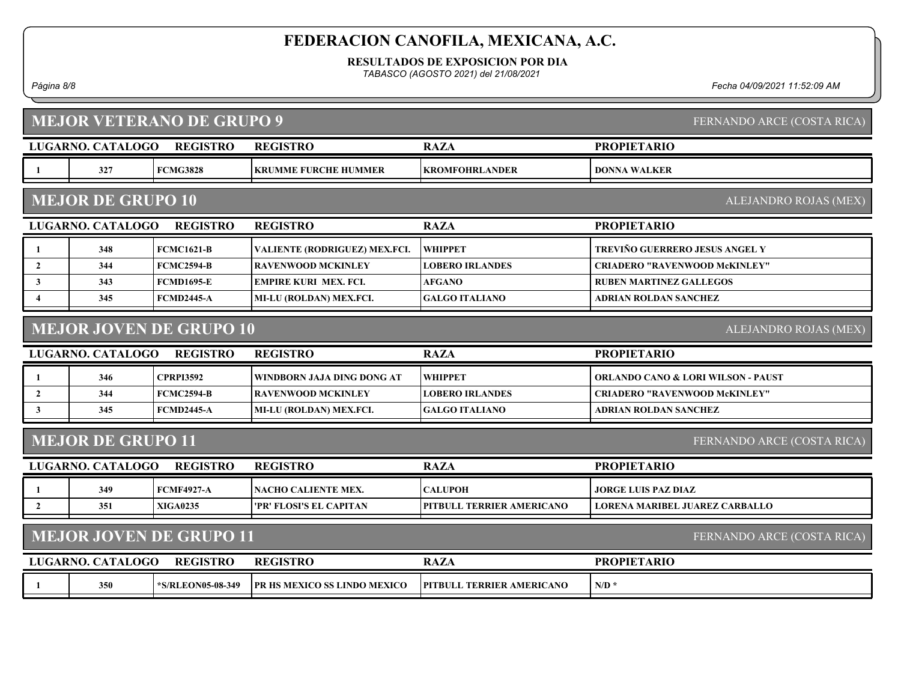## MEJOR VETERANO DE GRUPO 9

FERNANDO ARCE (COSTA RICA)

| LUGAR | NO. CATALOGO | REGISTRO | REGISTRO | RAZA | PROPIETARIO |
|---|---|---|---|---|---|
| 1 | 327 | FCMG3828 | KRUMME FURCHE HUMMER | KROMFOHRLANDER | DONNA WALKER |

## MEJOR DE GRUPO 10

ALEJANDRO ROJAS (MEX)

| LUGAR | NO. CATALOGO | REGISTRO | REGISTRO | RAZA | PROPIETARIO |
|---|---|---|---|---|---|
| 1 | 348 | FCMC1621-B | VALIENTE (RODRIGUEZ) MEX.FCI. | WHIPPET | TREVIÑO GUERRERO JESUS ANGEL Y |
| 2 | 344 | FCMC2594-B | RAVENWOOD MCKINLEY | LOBERO IRLANDES | CRIADERO "RAVENWOOD McKINLEY" |
| 3 | 343 | FCMD1695-E | EMPIRE KURI MEX. FCI. | AFGANO | RUBEN MARTINEZ GALLEGOS |
| 4 | 345 | FCMD2445-A | MI-LU (ROLDAN) MEX.FCI. | GALGO ITALIANO | ADRIAN ROLDAN SANCHEZ |

## MEJOR JOVEN DE GRUPO 10

ALEJANDRO ROJAS (MEX)

| LUGAR | NO. CATALOGO | REGISTRO | REGISTRO | RAZA | PROPIETARIO |
|---|---|---|---|---|---|
| 1 | 346 | CPRPI3592 | WINDBORN JAJA DING DONG AT | WHIPPET | ORLANDO CANO & LORI WILSON - PAUST |
| 2 | 344 | FCMC2594-B | RAVENWOOD MCKINLEY | LOBERO IRLANDES | CRIADERO "RAVENWOOD McKINLEY" |
| 3 | 345 | FCMD2445-A | MI-LU (ROLDAN) MEX.FCI. | GALGO ITALIANO | ADRIAN ROLDAN SANCHEZ |

## MEJOR DE GRUPO 11

FERNANDO ARCE (COSTA RICA)

| LUGAR | NO. CATALOGO | REGISTRO | REGISTRO | RAZA | PROPIETARIO |
|---|---|---|---|---|---|
| 1 | 349 | FCMF4927-A | NACHO CALIENTE MEX. | CALUPOH | JORGE LUIS PAZ DIAZ |
| 2 | 351 | XIGA0235 | 'PR' FLOSI'S EL CAPITAN | PITBULL TERRIER AMERICANO | LORENA MARIBEL JUAREZ CARBALLO |

## MEJOR JOVEN DE GRUPO 11

FERNANDO ARCE (COSTA RICA)

| LUGAR | NO. CATALOGO | REGISTRO | REGISTRO | RAZA | PROPIETARIO |
|---|---|---|---|---|---|
| 1 | 350 | *S/RLEON05-08-349 | PR HS MEXICO SS LINDO MEXICO | PITBULL TERRIER AMERICANO | N/D * |